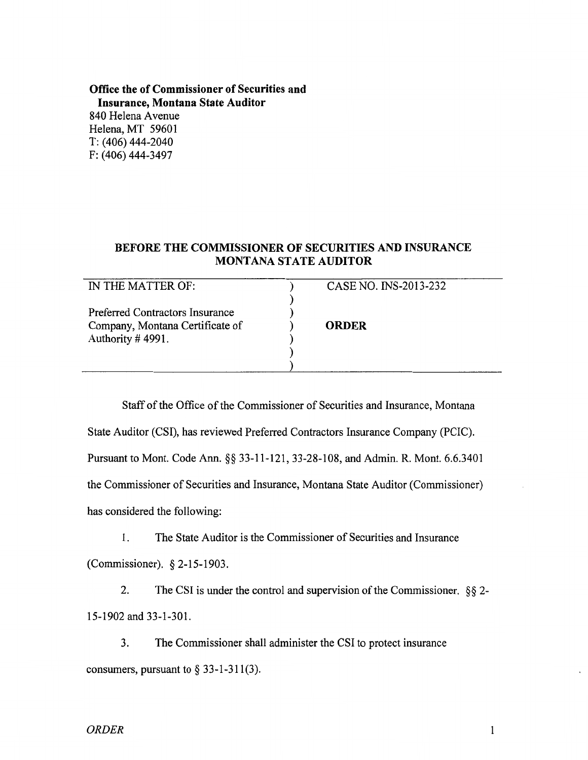**Office the of Commissioner of Securities and Insurance, Montana State Auditor**
840 Helena Avenue
Helena, MT 59601
T: (406) 444-2040
F: (406) 444-3497

## BEFORE THE COMMISSIONER OF SECURITIES AND INSURANCE MONTANA STATE AUDITOR

| IN THE MATTER OF: | ) | CASE NO. INS-2013-232 |
|---|---|---|
| | ) | |
| Preferred Contractors Insurance | ) | |
| Company, Montana Certificate of | ) | **ORDER** |
| Authority # 4991. | ) | |
| | ) | |
| | ) | |

Staff of the Office of the Commissioner of Securities and Insurance, Montana State Auditor (CSI), has reviewed Preferred Contractors Insurance Company (PCIC). Pursuant to Mont. Code Ann. §§ 33-11-121, 33-28-108, and Admin. R. Mont. 6.6.3401 the Commissioner of Securities and Insurance, Montana State Auditor (Commissioner) has considered the following:

1. The State Auditor is the Commissioner of Securities and Insurance (Commissioner). § 2-15-1903.

2. The CSI is under the control and supervision of the Commissioner. §§ 2-15-1902 and 33-1-301.

3. The Commissioner shall administer the CSI to protect insurance consumers, pursuant to § 33-1-311(3).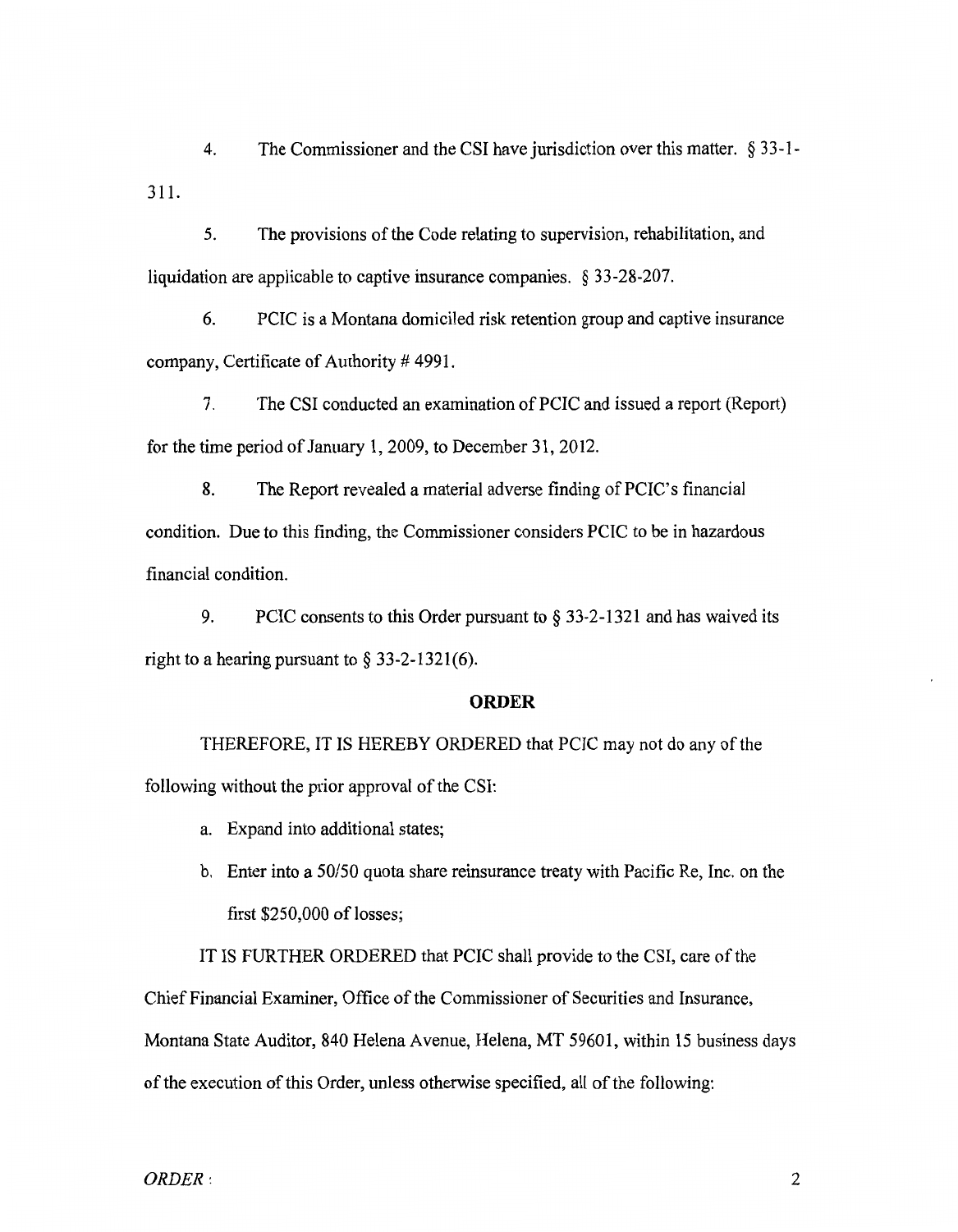4. The Commissioner and the CSI have jurisdiction over this matter. § 33-1-311.

5. The provisions of the Code relating to supervision, rehabilitation, and liquidation are applicable to captive insurance companies. § 33-28-207.

6. PCIC is a Montana domiciled risk retention group and captive insurance company, Certificate of Authority # 4991.

7. The CSI conducted an examination of PCIC and issued a report (Report) for the time period of January 1, 2009, to December 31, 2012.

8. The Report revealed a material adverse finding of PCIC's financial condition. Due to this finding, the Commissioner considers PCIC to be in hazardous financial condition.

9. PCIC consents to this Order pursuant to § 33-2-1321 and has waived its right to a hearing pursuant to § 33-2-1321(6).

## ORDER

THEREFORE, IT IS HEREBY ORDERED that PCIC may not do any of the following without the prior approval of the CSI:

a. Expand into additional states;

b. Enter into a 50/50 quota share reinsurance treaty with Pacific Re, Inc. on the first $250,000 of losses;

IT IS FURTHER ORDERED that PCIC shall provide to the CSI, care of the Chief Financial Examiner, Office of the Commissioner of Securities and Insurance, Montana State Auditor, 840 Helena Avenue, Helena, MT 59601, within 15 business days of the execution of this Order, unless otherwise specified, all of the following: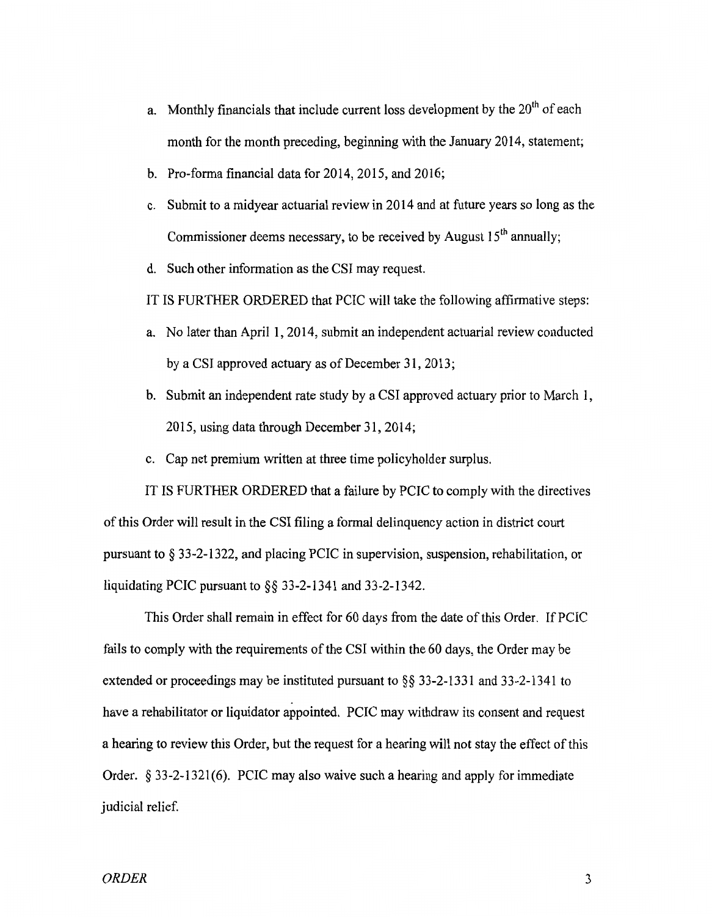a. Monthly financials that include current loss development by the 20th of each month for the month preceding, beginning with the January 2014, statement;

b. Pro-forma financial data for 2014, 2015, and 2016;

c. Submit to a midyear actuarial review in 2014 and at future years so long as the Commissioner deems necessary, to be received by August 15th annually;

d. Such other information as the CSI may request.

IT IS FURTHER ORDERED that PCIC will take the following affirmative steps:

a. No later than April 1, 2014, submit an independent actuarial review conducted by a CSI approved actuary as of December 31, 2013;

b. Submit an independent rate study by a CSI approved actuary prior to March 1, 2015, using data through December 31, 2014;

c. Cap net premium written at three time policyholder surplus.

IT IS FURTHER ORDERED that a failure by PCIC to comply with the directives of this Order will result in the CSI filing a formal delinquency action in district court pursuant to § 33-2-1322, and placing PCIC in supervision, suspension, rehabilitation, or liquidating PCIC pursuant to §§ 33-2-1341 and 33-2-1342.

This Order shall remain in effect for 60 days from the date of this Order. If PCIC fails to comply with the requirements of the CSI within the 60 days, the Order may be extended or proceedings may be instituted pursuant to §§ 33-2-1331 and 33-2-1341 to have a rehabilitator or liquidator appointed. PCIC may withdraw its consent and request a hearing to review this Order, but the request for a hearing will not stay the effect of this Order. § 33-2-1321(6). PCIC may also waive such a hearing and apply for immediate judicial relief.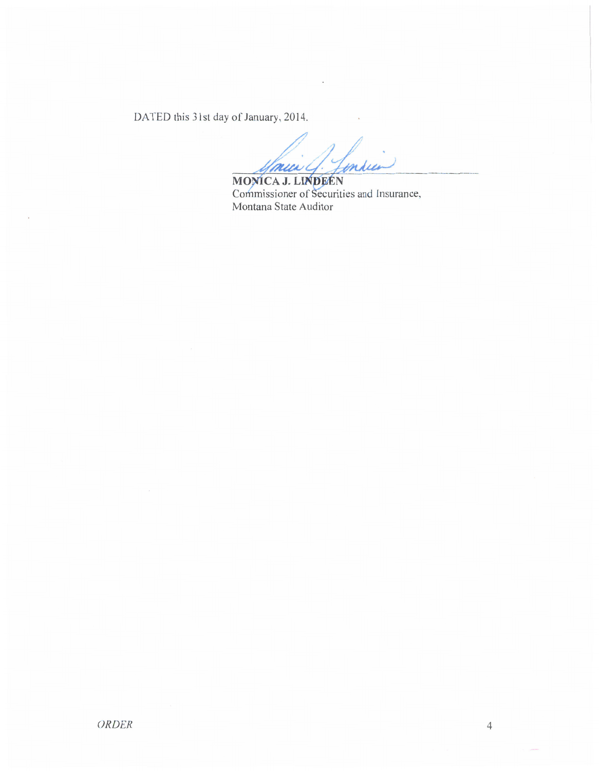DATED this 31st day of January, 2014.

**MONICA J. LINDEEN**
Commissioner of Securities and Insurance,
Montana State Auditor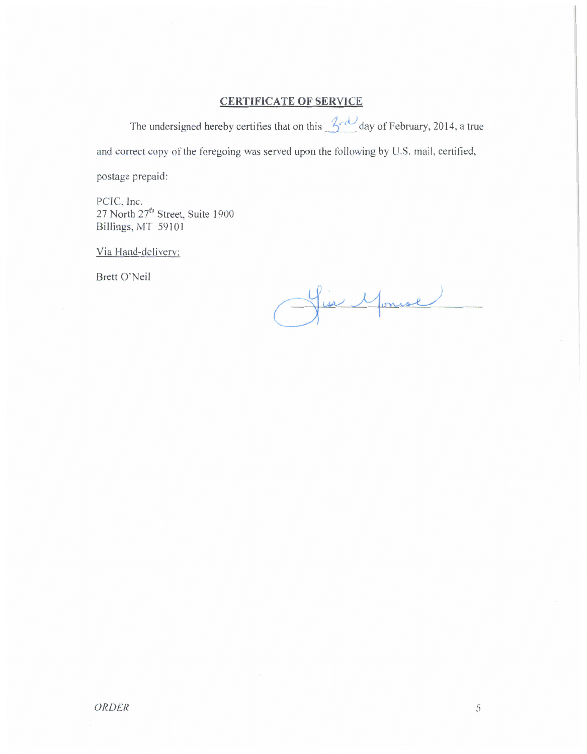## CERTIFICATE OF SERVICE

The undersigned hereby certifies that on this 3rd day of February, 2014, a true and correct copy of the foregoing was served upon the following by U.S. mail, certified, postage prepaid:

PCIC, Inc.
27 North 27th Street, Suite 1900
Billings, MT 59101

Via Hand-delivery:

Brett O'Neil

Lisa Monroe

*ORDER*